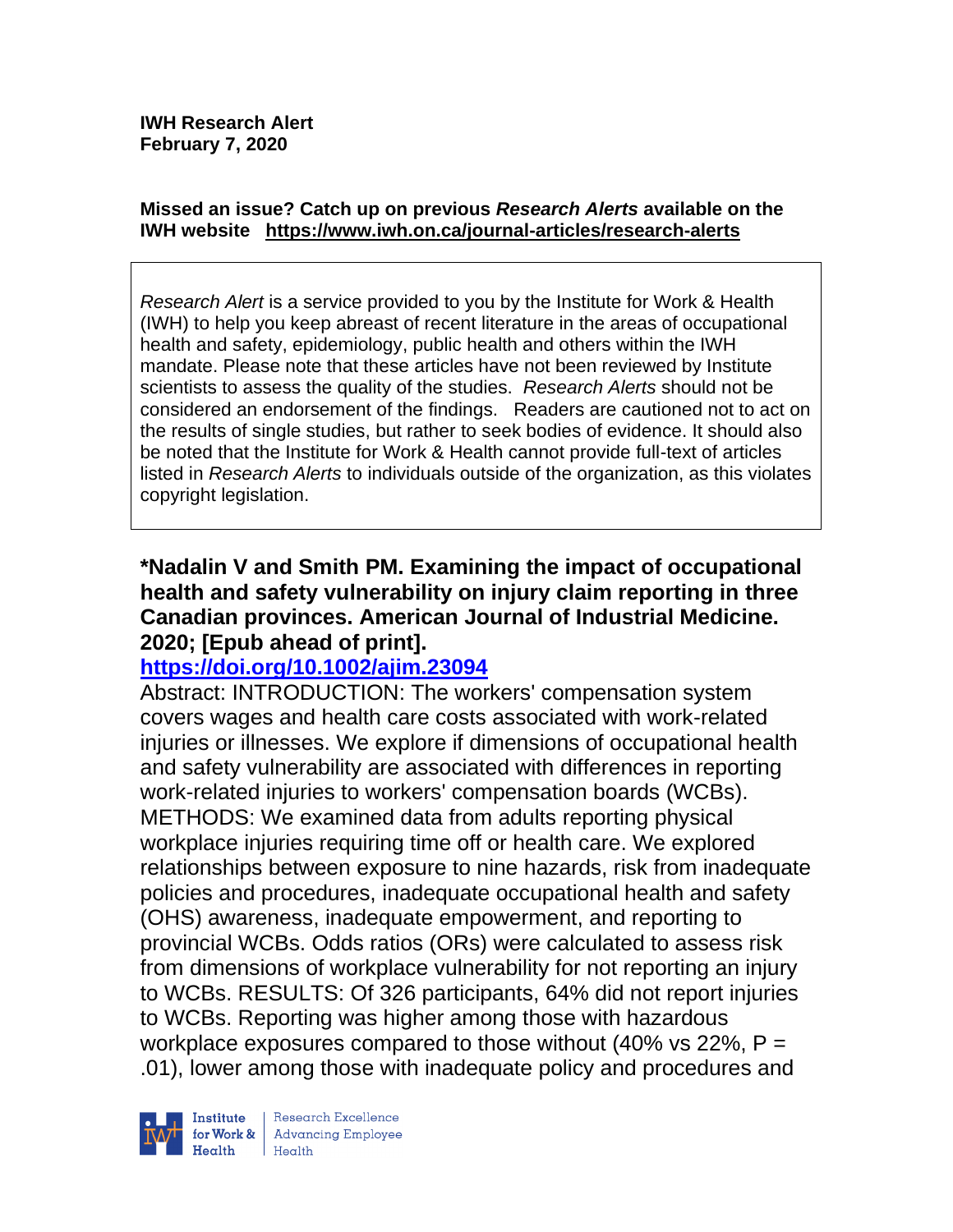**IWH Research Alert**
**February 7, 2020**

**Missed an issue? Catch up on previous *Research Alerts* available on the IWH website https://www.iwh.on.ca/journal-articles/research-alerts**

*Research Alert* is a service provided to you by the Institute for Work & Health (IWH) to help you keep abreast of recent literature in the areas of occupational health and safety, epidemiology, public health and others within the IWH mandate. Please note that these articles have not been reviewed by Institute scientists to assess the quality of the studies. *Research Alerts* should not be considered an endorsement of the findings. Readers are cautioned not to act on the results of single studies, but rather to seek bodies of evidence. It should also be noted that the Institute for Work & Health cannot provide full-text of articles listed in *Research Alerts* to individuals outside of the organization, as this violates copyright legislation.

**\*Nadalin V and Smith PM. Examining the impact of occupational health and safety vulnerability on injury claim reporting in three Canadian provinces. American Journal of Industrial Medicine. 2020; [Epub ahead of print].**

**https://doi.org/10.1002/ajim.23094**

Abstract: INTRODUCTION: The workers' compensation system covers wages and health care costs associated with work-related injuries or illnesses. We explore if dimensions of occupational health and safety vulnerability are associated with differences in reporting work-related injuries to workers' compensation boards (WCBs). METHODS: We examined data from adults reporting physical workplace injuries requiring time off or health care. We explored relationships between exposure to nine hazards, risk from inadequate policies and procedures, inadequate occupational health and safety (OHS) awareness, inadequate empowerment, and reporting to provincial WCBs. Odds ratios (ORs) were calculated to assess risk from dimensions of workplace vulnerability for not reporting an injury to WCBs. RESULTS: Of 326 participants, 64% did not report injuries to WCBs. Reporting was higher among those with hazardous workplace exposures compared to those without (40% vs 22%, $P = .01$), lower among those with inadequate policy and procedures and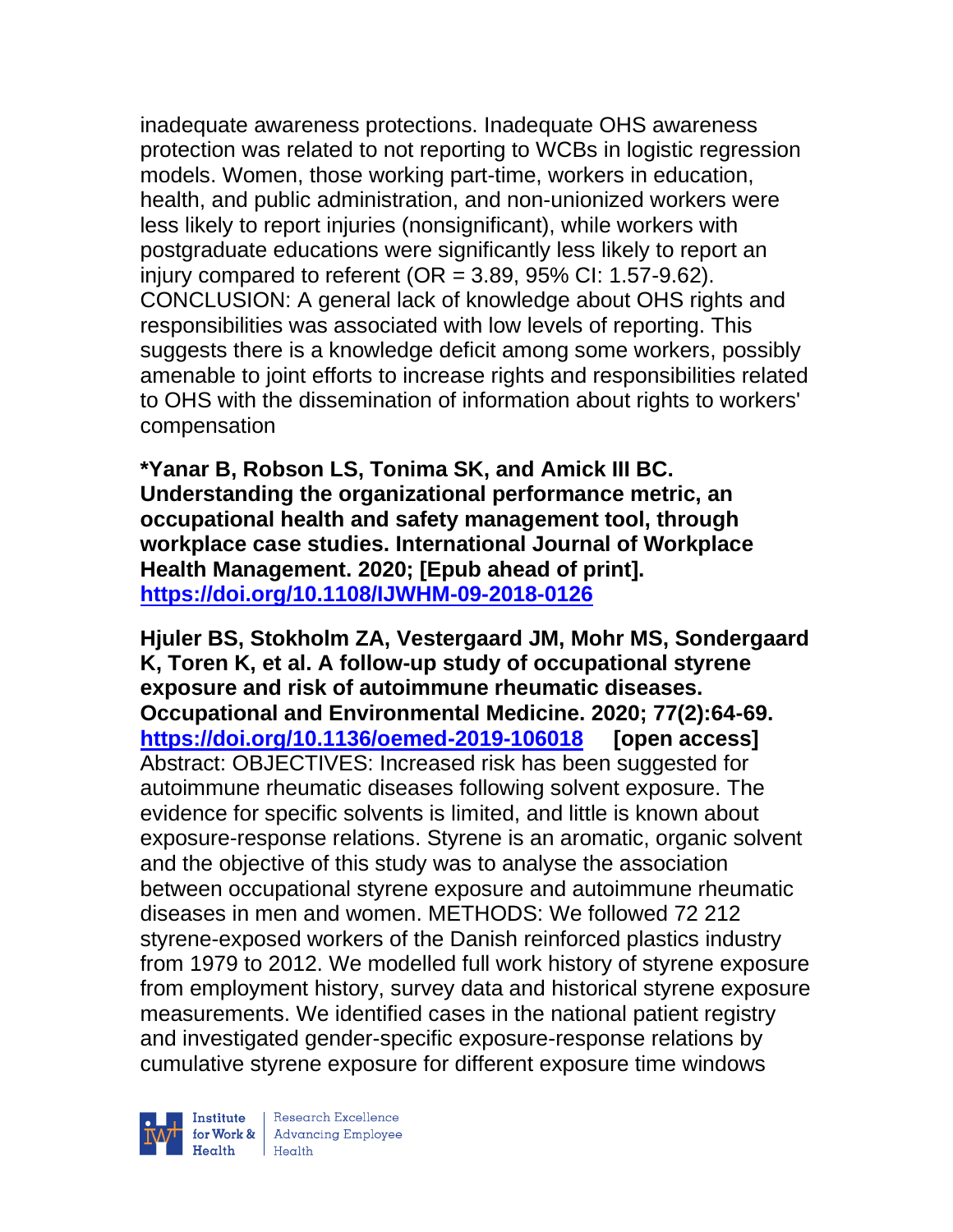inadequate awareness protections. Inadequate OHS awareness protection was related to not reporting to WCBs in logistic regression models. Women, those working part-time, workers in education, health, and public administration, and non-unionized workers were less likely to report injuries (nonsignificant), while workers with postgraduate educations were significantly less likely to report an injury compared to referent (OR = 3.89, 95% CI: 1.57-9.62). CONCLUSION: A general lack of knowledge about OHS rights and responsibilities was associated with low levels of reporting. This suggests there is a knowledge deficit among some workers, possibly amenable to joint efforts to increase rights and responsibilities related to OHS with the dissemination of information about rights to workers' compensation

**\*Yanar B, Robson LS, Tonima SK, and Amick III BC. Understanding the organizational performance metric, an occupational health and safety management tool, through workplace case studies. International Journal of Workplace Health Management. 2020; [Epub ahead of print]. https://doi.org/10.1108/IJWHM-09-2018-0126**

**Hjuler BS, Stokholm ZA, Vestergaard JM, Mohr MS, Sondergaard K, Toren K, et al. A follow-up study of occupational styrene exposure and risk of autoimmune rheumatic diseases. Occupational and Environmental Medicine. 2020; 77(2):64-69. https://doi.org/10.1136/oemed-2019-106018 [open access]**
Abstract: OBJECTIVES: Increased risk has been suggested for autoimmune rheumatic diseases following solvent exposure. The evidence for specific solvents is limited, and little is known about exposure-response relations. Styrene is an aromatic, organic solvent and the objective of this study was to analyse the association between occupational styrene exposure and autoimmune rheumatic diseases in men and women. METHODS: We followed 72 212 styrene-exposed workers of the Danish reinforced plastics industry from 1979 to 2012. We modelled full work history of styrene exposure from employment history, survey data and historical styrene exposure measurements. We identified cases in the national patient registry and investigated gender-specific exposure-response relations by cumulative styrene exposure for different exposure time windows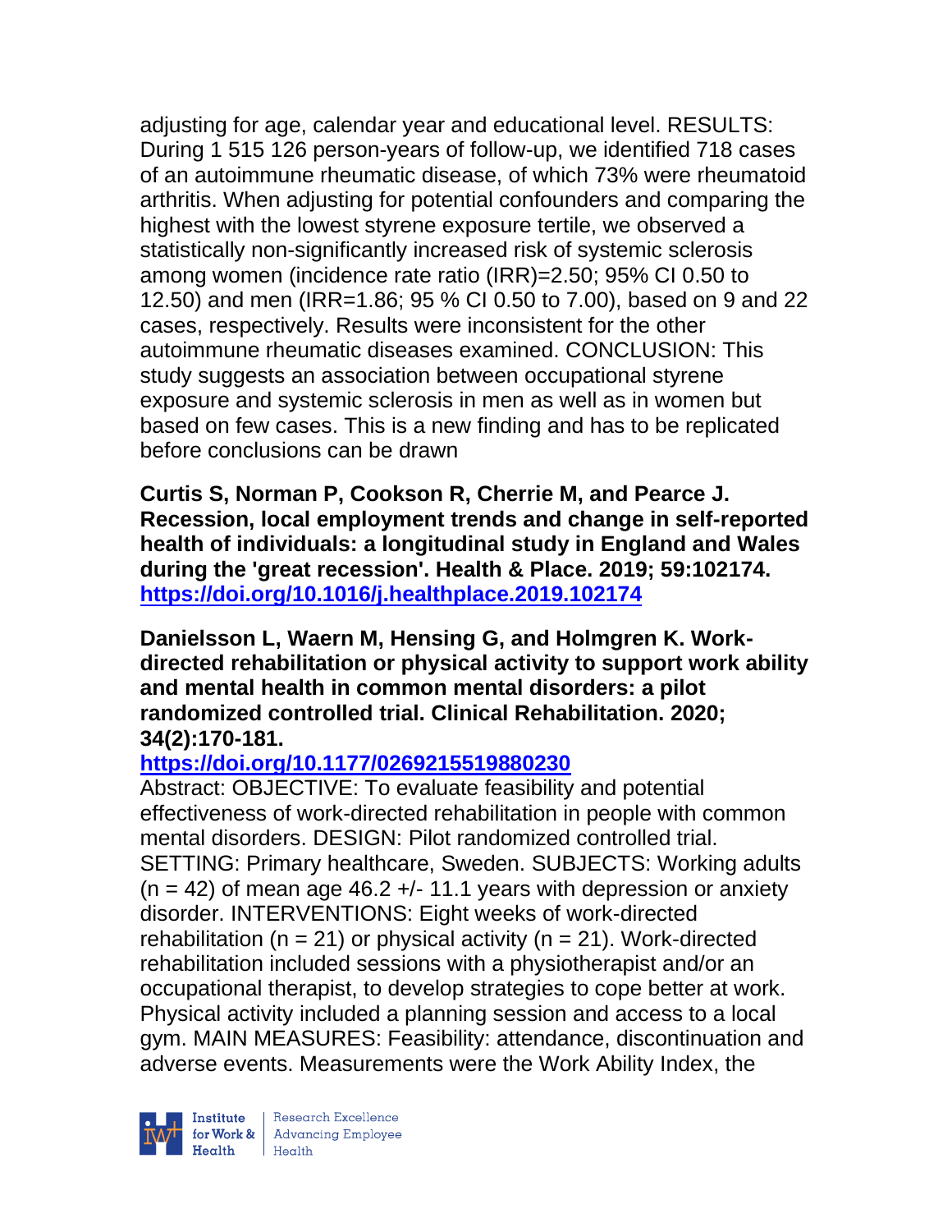adjusting for age, calendar year and educational level. RESULTS: During 1 515 126 person-years of follow-up, we identified 718 cases of an autoimmune rheumatic disease, of which 73% were rheumatoid arthritis. When adjusting for potential confounders and comparing the highest with the lowest styrene exposure tertile, we observed a statistically non-significantly increased risk of systemic sclerosis among women (incidence rate ratio (IRR)=2.50; 95% CI 0.50 to 12.50) and men (IRR=1.86; 95 % CI 0.50 to 7.00), based on 9 and 22 cases, respectively. Results were inconsistent for the other autoimmune rheumatic diseases examined. CONCLUSION: This study suggests an association between occupational styrene exposure and systemic sclerosis in men as well as in women but based on few cases. This is a new finding and has to be replicated before conclusions can be drawn

**Curtis S, Norman P, Cookson R, Cherrie M, and Pearce J. Recession, local employment trends and change in self-reported health of individuals: a longitudinal study in England and Wales during the 'great recession'. Health & Place. 2019; 59:102174. https://doi.org/10.1016/j.healthplace.2019.102174**

**Danielsson L, Waern M, Hensing G, and Holmgren K. Work-directed rehabilitation or physical activity to support work ability and mental health in common mental disorders: a pilot randomized controlled trial. Clinical Rehabilitation. 2020; 34(2):170-181.**
**https://doi.org/10.1177/0269215519880230**

Abstract: OBJECTIVE: To evaluate feasibility and potential effectiveness of work-directed rehabilitation in people with common mental disorders. DESIGN: Pilot randomized controlled trial. SETTING: Primary healthcare, Sweden. SUBJECTS: Working adults (n = 42) of mean age 46.2 +/- 11.1 years with depression or anxiety disorder. INTERVENTIONS: Eight weeks of work-directed rehabilitation (n = 21) or physical activity (n = 21). Work-directed rehabilitation included sessions with a physiotherapist and/or an occupational therapist, to develop strategies to cope better at work. Physical activity included a planning session and access to a local gym. MAIN MEASURES: Feasibility: attendance, discontinuation and adverse events. Measurements were the Work Ability Index, the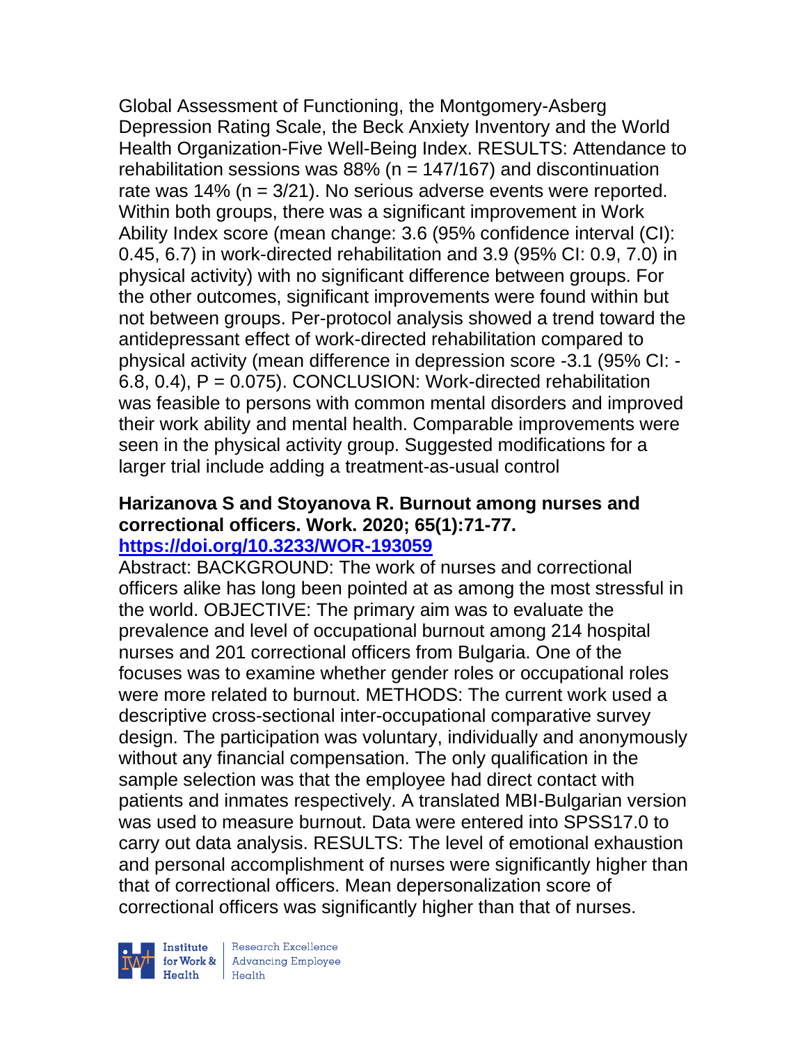Global Assessment of Functioning, the Montgomery-Asberg Depression Rating Scale, the Beck Anxiety Inventory and the World Health Organization-Five Well-Being Index. RESULTS: Attendance to rehabilitation sessions was 88% (n = 147/167) and discontinuation rate was 14% (n = 3/21). No serious adverse events were reported. Within both groups, there was a significant improvement in Work Ability Index score (mean change: 3.6 (95% confidence interval (CI): 0.45, 6.7) in work-directed rehabilitation and 3.9 (95% CI: 0.9, 7.0) in physical activity) with no significant difference between groups. For the other outcomes, significant improvements were found within but not between groups. Per-protocol analysis showed a trend toward the antidepressant effect of work-directed rehabilitation compared to physical activity (mean difference in depression score -3.1 (95% CI: -6.8, 0.4), P = 0.075). CONCLUSION: Work-directed rehabilitation was feasible to persons with common mental disorders and improved their work ability and mental health. Comparable improvements were seen in the physical activity group. Suggested modifications for a larger trial include adding a treatment-as-usual control

**Harizanova S and Stoyanova R. Burnout among nurses and correctional officers. Work. 2020; 65(1):71-77.**
**https://doi.org/10.3233/WOR-193059**

Abstract: BACKGROUND: The work of nurses and correctional officers alike has long been pointed at as among the most stressful in the world. OBJECTIVE: The primary aim was to evaluate the prevalence and level of occupational burnout among 214 hospital nurses and 201 correctional officers from Bulgaria. One of the focuses was to examine whether gender roles or occupational roles were more related to burnout. METHODS: The current work used a descriptive cross-sectional inter-occupational comparative survey design. The participation was voluntary, individually and anonymously without any financial compensation. The only qualification in the sample selection was that the employee had direct contact with patients and inmates respectively. A translated MBI-Bulgarian version was used to measure burnout. Data were entered into SPSS17.0 to carry out data analysis. RESULTS: The level of emotional exhaustion and personal accomplishment of nurses were significantly higher than that of correctional officers. Mean depersonalization score of correctional officers was significantly higher than that of nurses.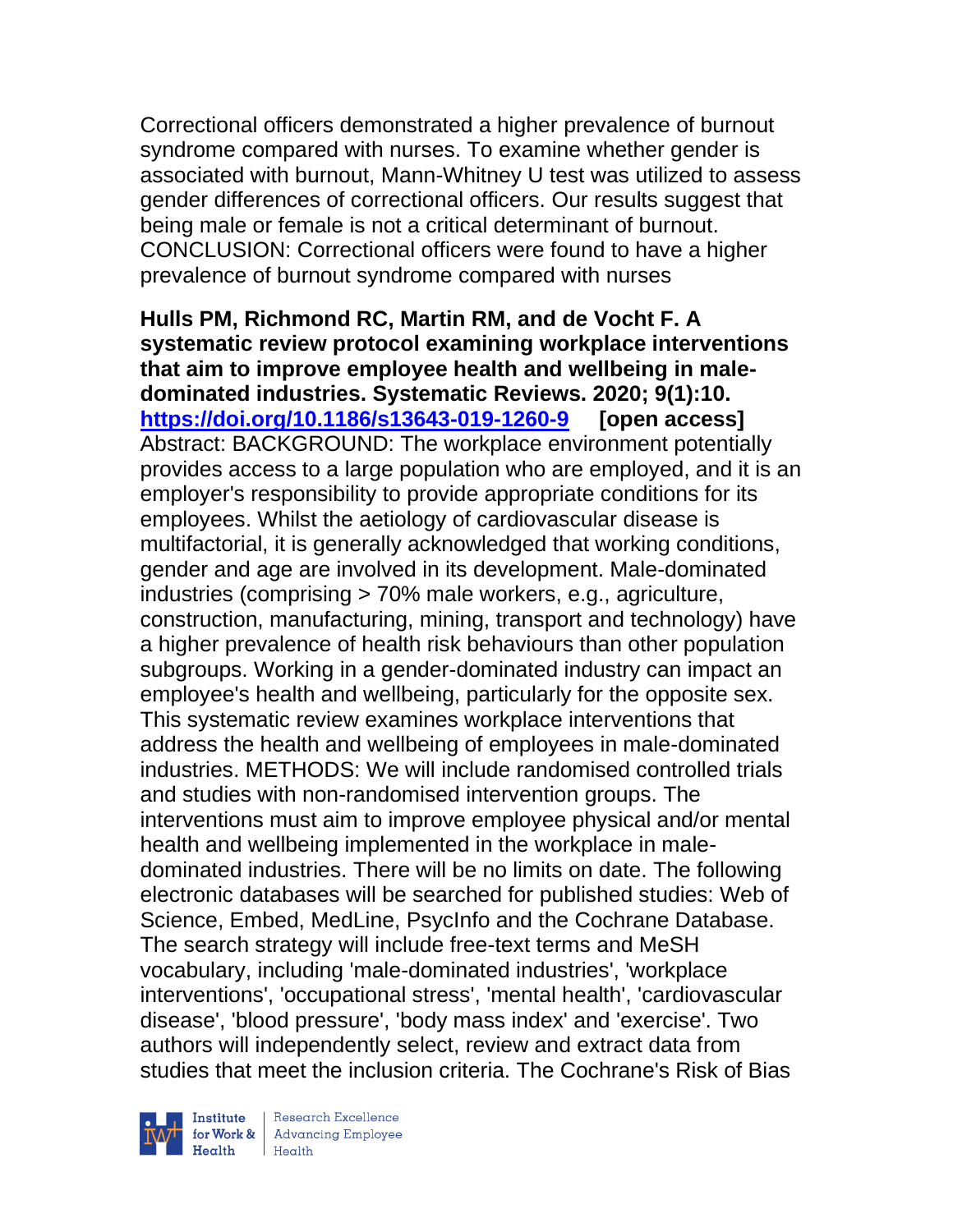Correctional officers demonstrated a higher prevalence of burnout syndrome compared with nurses. To examine whether gender is associated with burnout, Mann-Whitney U test was utilized to assess gender differences of correctional officers. Our results suggest that being male or female is not a critical determinant of burnout. CONCLUSION: Correctional officers were found to have a higher prevalence of burnout syndrome compared with nurses

**Hulls PM, Richmond RC, Martin RM, and de Vocht F. A systematic review protocol examining workplace interventions that aim to improve employee health and wellbeing in male-dominated industries. Systematic Reviews. 2020; 9(1):10. https://doi.org/10.1186/s13643-019-1260-9 [open access]**
Abstract: BACKGROUND: The workplace environment potentially provides access to a large population who are employed, and it is an employer's responsibility to provide appropriate conditions for its employees. Whilst the aetiology of cardiovascular disease is multifactorial, it is generally acknowledged that working conditions, gender and age are involved in its development. Male-dominated industries (comprising > 70% male workers, e.g., agriculture, construction, manufacturing, mining, transport and technology) have a higher prevalence of health risk behaviours than other population subgroups. Working in a gender-dominated industry can impact an employee's health and wellbeing, particularly for the opposite sex. This systematic review examines workplace interventions that address the health and wellbeing of employees in male-dominated industries. METHODS: We will include randomised controlled trials and studies with non-randomised intervention groups. The interventions must aim to improve employee physical and/or mental health and wellbeing implemented in the workplace in male-dominated industries. There will be no limits on date. The following electronic databases will be searched for published studies: Web of Science, Embed, MedLine, PsycInfo and the Cochrane Database. The search strategy will include free-text terms and MeSH vocabulary, including 'male-dominated industries', 'workplace interventions', 'occupational stress', 'mental health', 'cardiovascular disease', 'blood pressure', 'body mass index' and 'exercise'. Two authors will independently select, review and extract data from studies that meet the inclusion criteria. The Cochrane's Risk of Bias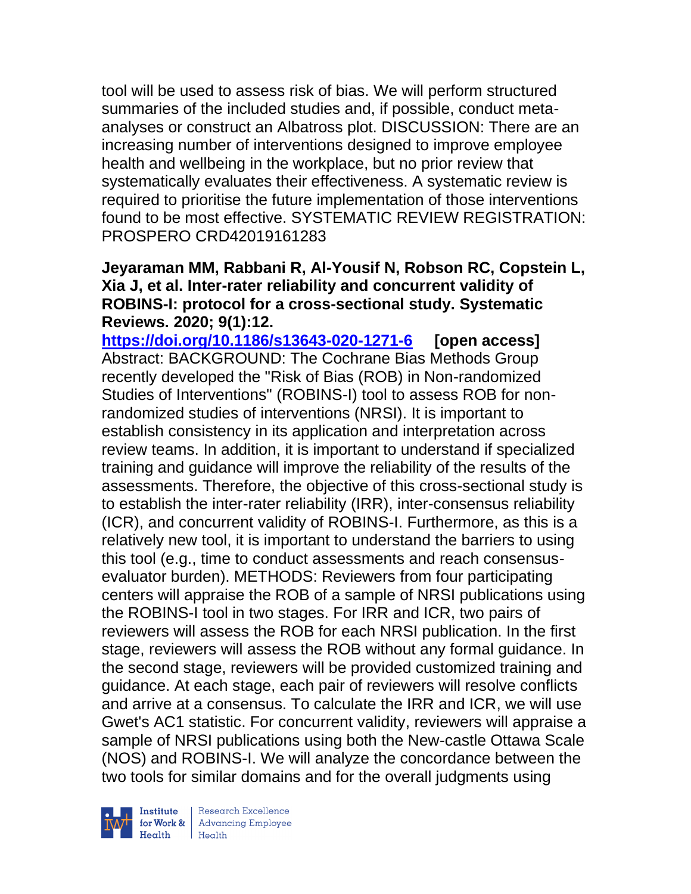tool will be used to assess risk of bias. We will perform structured summaries of the included studies and, if possible, conduct meta-analyses or construct an Albatross plot. DISCUSSION: There are an increasing number of interventions designed to improve employee health and wellbeing in the workplace, but no prior review that systematically evaluates their effectiveness. A systematic review is required to prioritise the future implementation of those interventions found to be most effective. SYSTEMATIC REVIEW REGISTRATION: PROSPERO CRD42019161283

**Jeyaraman MM, Rabbani R, Al-Yousif N, Robson RC, Copstein L, Xia J, et al. Inter-rater reliability and concurrent validity of ROBINS-I: protocol for a cross-sectional study. Systematic Reviews. 2020; 9(1):12.**
**https://doi.org/10.1186/s13643-020-1271-6 [open access]**
Abstract: BACKGROUND: The Cochrane Bias Methods Group recently developed the "Risk of Bias (ROB) in Non-randomized Studies of Interventions" (ROBINS-I) tool to assess ROB for non-randomized studies of interventions (NRSI). It is important to establish consistency in its application and interpretation across review teams. In addition, it is important to understand if specialized training and guidance will improve the reliability of the results of the assessments. Therefore, the objective of this cross-sectional study is to establish the inter-rater reliability (IRR), inter-consensus reliability (ICR), and concurrent validity of ROBINS-I. Furthermore, as this is a relatively new tool, it is important to understand the barriers to using this tool (e.g., time to conduct assessments and reach consensus-evaluator burden). METHODS: Reviewers from four participating centers will appraise the ROB of a sample of NRSI publications using the ROBINS-I tool in two stages. For IRR and ICR, two pairs of reviewers will assess the ROB for each NRSI publication. In the first stage, reviewers will assess the ROB without any formal guidance. In the second stage, reviewers will be provided customized training and guidance. At each stage, each pair of reviewers will resolve conflicts and arrive at a consensus. To calculate the IRR and ICR, we will use Gwet's AC1 statistic. For concurrent validity, reviewers will appraise a sample of NRSI publications using both the New-castle Ottawa Scale (NOS) and ROBINS-I. We will analyze the concordance between the two tools for similar domains and for the overall judgments using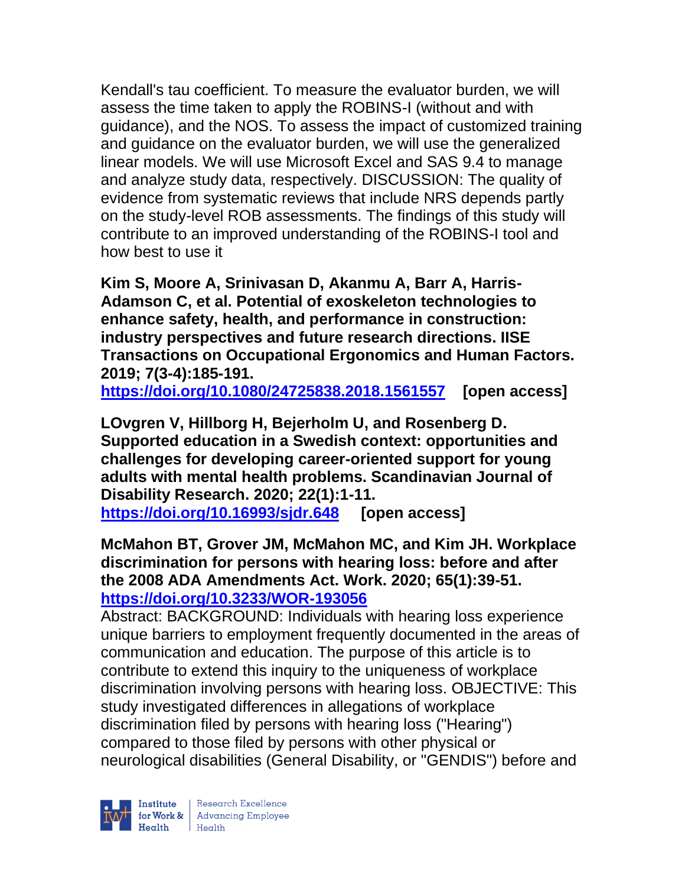Kendall's tau coefficient. To measure the evaluator burden, we will assess the time taken to apply the ROBINS-I (without and with guidance), and the NOS. To assess the impact of customized training and guidance on the evaluator burden, we will use the generalized linear models. We will use Microsoft Excel and SAS 9.4 to manage and analyze study data, respectively. DISCUSSION: The quality of evidence from systematic reviews that include NRS depends partly on the study-level ROB assessments. The findings of this study will contribute to an improved understanding of the ROBINS-I tool and how best to use it

**Kim S, Moore A, Srinivasan D, Akanmu A, Barr A, Harris-Adamson C, et al. Potential of exoskeleton technologies to enhance safety, health, and performance in construction: industry perspectives and future research directions. IISE Transactions on Occupational Ergonomics and Human Factors. 2019; 7(3-4):185-191.**
**https://doi.org/10.1080/24725838.2018.1561557 [open access]**

**LOvgren V, Hillborg H, Bejerholm U, and Rosenberg D. Supported education in a Swedish context: opportunities and challenges for developing career-oriented support for young adults with mental health problems. Scandinavian Journal of Disability Research. 2020; 22(1):1-11.**
**https://doi.org/10.16993/sjdr.648 [open access]**

**McMahon BT, Grover JM, McMahon MC, and Kim JH. Workplace discrimination for persons with hearing loss: before and after the 2008 ADA Amendments Act. Work. 2020; 65(1):39-51.**
**https://doi.org/10.3233/WOR-193056**
Abstract: BACKGROUND: Individuals with hearing loss experience unique barriers to employment frequently documented in the areas of communication and education. The purpose of this article is to contribute to extend this inquiry to the uniqueness of workplace discrimination involving persons with hearing loss. OBJECTIVE: This study investigated differences in allegations of workplace discrimination filed by persons with hearing loss ("Hearing") compared to those filed by persons with other physical or neurological disabilities (General Disability, or "GENDIS") before and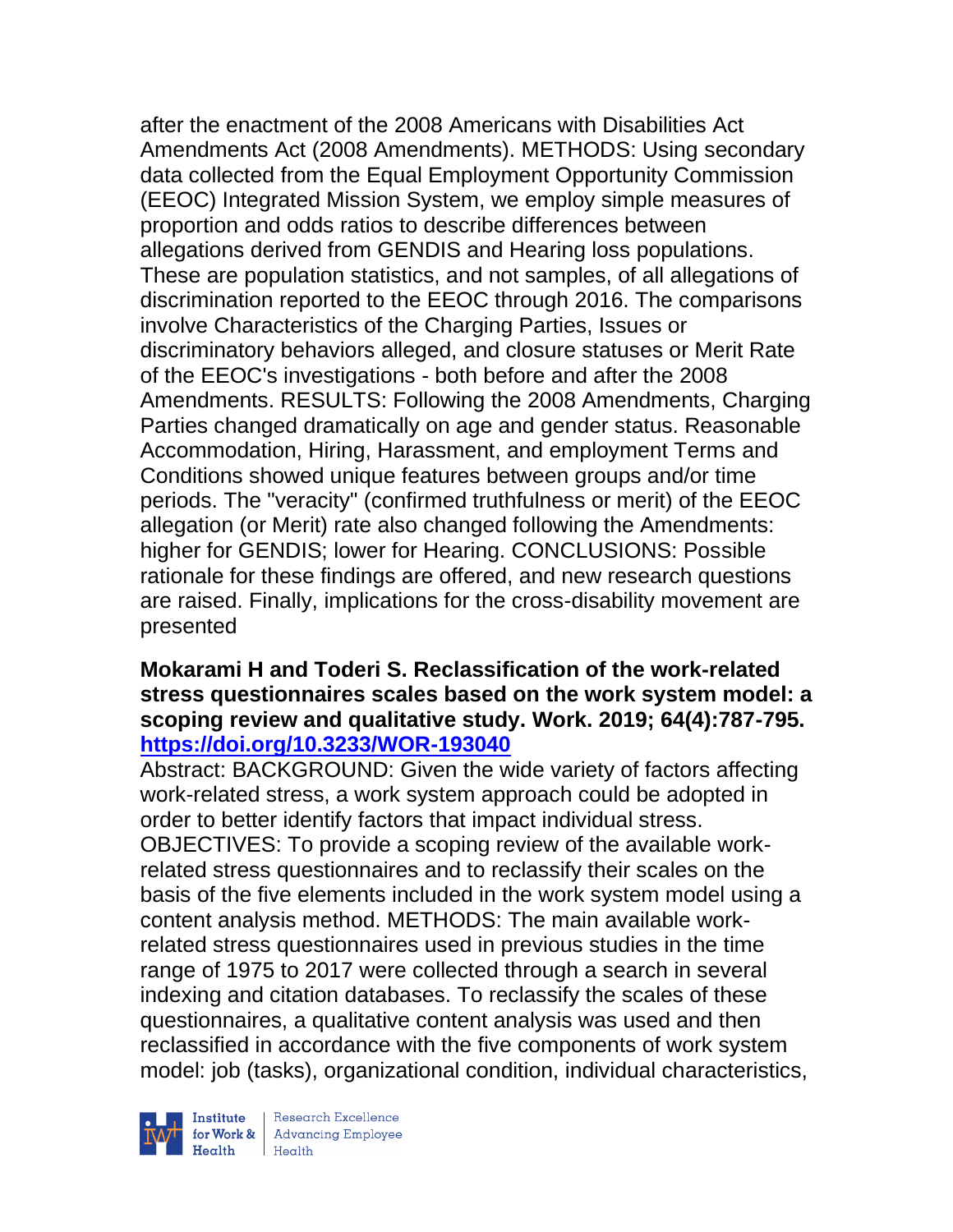after the enactment of the 2008 Americans with Disabilities Act Amendments Act (2008 Amendments). METHODS: Using secondary data collected from the Equal Employment Opportunity Commission (EEOC) Integrated Mission System, we employ simple measures of proportion and odds ratios to describe differences between allegations derived from GENDIS and Hearing loss populations. These are population statistics, and not samples, of all allegations of discrimination reported to the EEOC through 2016. The comparisons involve Characteristics of the Charging Parties, Issues or discriminatory behaviors alleged, and closure statuses or Merit Rate of the EEOC's investigations - both before and after the 2008 Amendments. RESULTS: Following the 2008 Amendments, Charging Parties changed dramatically on age and gender status. Reasonable Accommodation, Hiring, Harassment, and employment Terms and Conditions showed unique features between groups and/or time periods. The "veracity" (confirmed truthfulness or merit) of the EEOC allegation (or Merit) rate also changed following the Amendments: higher for GENDIS; lower for Hearing. CONCLUSIONS: Possible rationale for these findings are offered, and new research questions are raised. Finally, implications for the cross-disability movement are presented

**Mokarami H and Toderi S. Reclassification of the work-related stress questionnaires scales based on the work system model: a scoping review and qualitative study. Work. 2019; 64(4):787-795. https://doi.org/10.3233/WOR-193040**

Abstract: BACKGROUND: Given the wide variety of factors affecting work-related stress, a work system approach could be adopted in order to better identify factors that impact individual stress. OBJECTIVES: To provide a scoping review of the available work-related stress questionnaires and to reclassify their scales on the basis of the five elements included in the work system model using a content analysis method. METHODS: The main available work-related stress questionnaires used in previous studies in the time range of 1975 to 2017 were collected through a search in several indexing and citation databases. To reclassify the scales of these questionnaires, a qualitative content analysis was used and then reclassified in accordance with the five components of work system model: job (tasks), organizational condition, individual characteristics,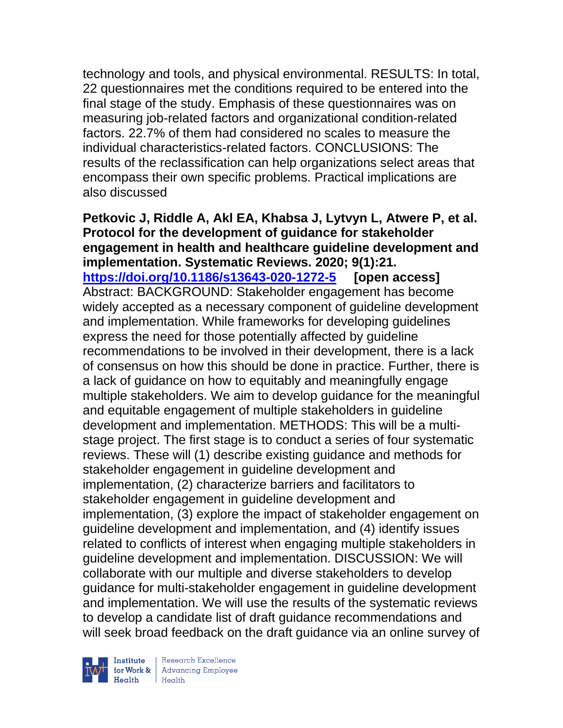technology and tools, and physical environmental. RESULTS: In total, 22 questionnaires met the conditions required to be entered into the final stage of the study. Emphasis of these questionnaires was on measuring job-related factors and organizational condition-related factors. 22.7% of them had considered no scales to measure the individual characteristics-related factors. CONCLUSIONS: The results of the reclassification can help organizations select areas that encompass their own specific problems. Practical implications are also discussed

**Petkovic J, Riddle A, Akl EA, Khabsa J, Lytvyn L, Atwere P, et al. Protocol for the development of guidance for stakeholder engagement in health and healthcare guideline development and implementation. Systematic Reviews. 2020; 9(1):21. https://doi.org/10.1186/s13643-020-1272-5 [open access]**
Abstract: BACKGROUND: Stakeholder engagement has become widely accepted as a necessary component of guideline development and implementation. While frameworks for developing guidelines express the need for those potentially affected by guideline recommendations to be involved in their development, there is a lack of consensus on how this should be done in practice. Further, there is a lack of guidance on how to equitably and meaningfully engage multiple stakeholders. We aim to develop guidance for the meaningful and equitable engagement of multiple stakeholders in guideline development and implementation. METHODS: This will be a multi-stage project. The first stage is to conduct a series of four systematic reviews. These will (1) describe existing guidance and methods for stakeholder engagement in guideline development and implementation, (2) characterize barriers and facilitators to stakeholder engagement in guideline development and implementation, (3) explore the impact of stakeholder engagement on guideline development and implementation, and (4) identify issues related to conflicts of interest when engaging multiple stakeholders in guideline development and implementation. DISCUSSION: We will collaborate with our multiple and diverse stakeholders to develop guidance for multi-stakeholder engagement in guideline development and implementation. We will use the results of the systematic reviews to develop a candidate list of draft guidance recommendations and will seek broad feedback on the draft guidance via an online survey of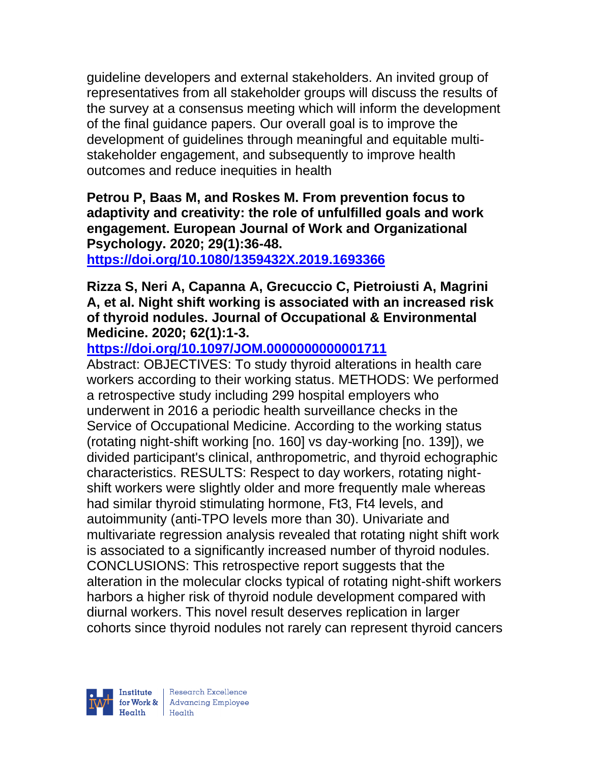guideline developers and external stakeholders. An invited group of representatives from all stakeholder groups will discuss the results of the survey at a consensus meeting which will inform the development of the final guidance papers. Our overall goal is to improve the development of guidelines through meaningful and equitable multi-stakeholder engagement, and subsequently to improve health outcomes and reduce inequities in health

**Petrou P, Baas M, and Roskes M. From prevention focus to adaptivity and creativity: the role of unfulfilled goals and work engagement. European Journal of Work and Organizational Psychology. 2020; 29(1):36-48.**
**https://doi.org/10.1080/1359432X.2019.1693366**

**Rizza S, Neri A, Capanna A, Grecuccio C, Pietroiusti A, Magrini A, et al. Night shift working is associated with an increased risk of thyroid nodules. Journal of Occupational & Environmental Medicine. 2020; 62(1):1-3.**
**https://doi.org/10.1097/JOM.0000000000001711**

Abstract: OBJECTIVES: To study thyroid alterations in health care workers according to their working status. METHODS: We performed a retrospective study including 299 hospital employers who underwent in 2016 a periodic health surveillance checks in the Service of Occupational Medicine. According to the working status (rotating night-shift working [no. 160] vs day-working [no. 139]), we divided participant's clinical, anthropometric, and thyroid echographic characteristics. RESULTS: Respect to day workers, rotating night-shift workers were slightly older and more frequently male whereas had similar thyroid stimulating hormone, Ft3, Ft4 levels, and autoimmunity (anti-TPO levels more than 30). Univariate and multivariate regression analysis revealed that rotating night shift work is associated to a significantly increased number of thyroid nodules. CONCLUSIONS: This retrospective report suggests that the alteration in the molecular clocks typical of rotating night-shift workers harbors a higher risk of thyroid nodule development compared with diurnal workers. This novel result deserves replication in larger cohorts since thyroid nodules not rarely can represent thyroid cancers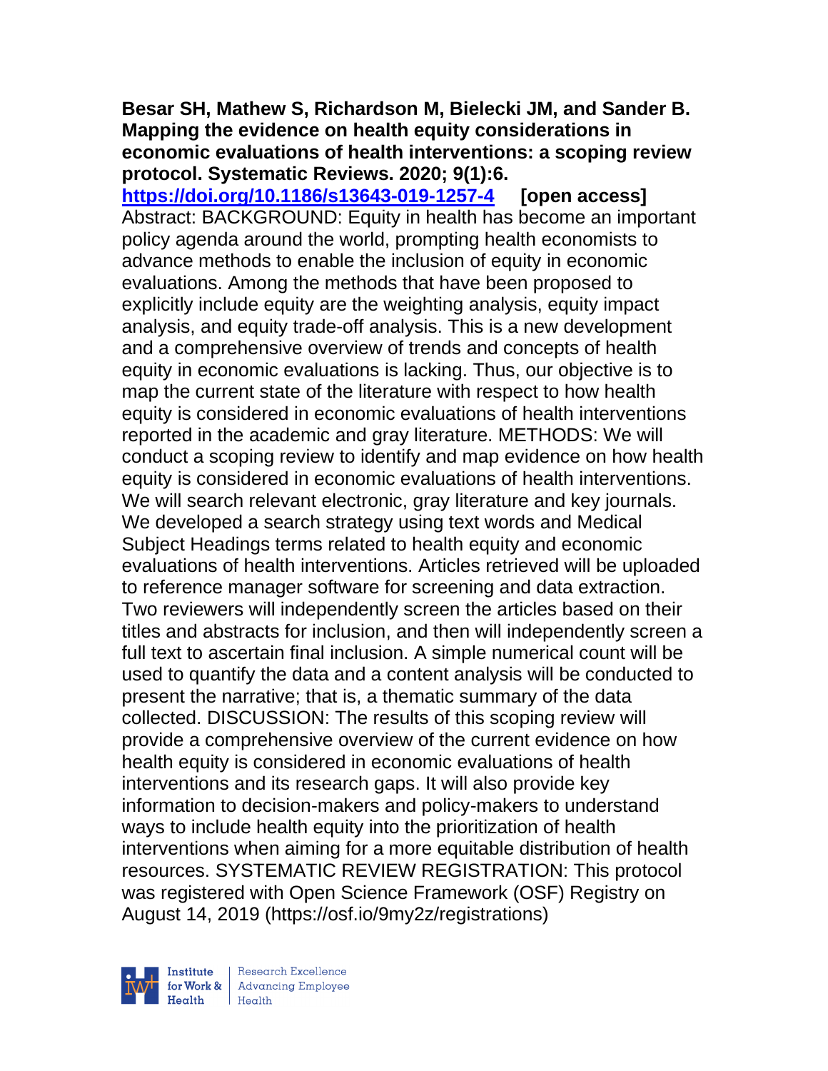**Besar SH, Mathew S, Richardson M, Bielecki JM, and Sander B. Mapping the evidence on health equity considerations in economic evaluations of health interventions: a scoping review protocol. Systematic Reviews. 2020; 9(1):6.**
**https://doi.org/10.1186/s13643-019-1257-4 [open access]**
Abstract: BACKGROUND: Equity in health has become an important policy agenda around the world, prompting health economists to advance methods to enable the inclusion of equity in economic evaluations. Among the methods that have been proposed to explicitly include equity are the weighting analysis, equity impact analysis, and equity trade-off analysis. This is a new development and a comprehensive overview of trends and concepts of health equity in economic evaluations is lacking. Thus, our objective is to map the current state of the literature with respect to how health equity is considered in economic evaluations of health interventions reported in the academic and gray literature. METHODS: We will conduct a scoping review to identify and map evidence on how health equity is considered in economic evaluations of health interventions. We will search relevant electronic, gray literature and key journals. We developed a search strategy using text words and Medical Subject Headings terms related to health equity and economic evaluations of health interventions. Articles retrieved will be uploaded to reference manager software for screening and data extraction. Two reviewers will independently screen the articles based on their titles and abstracts for inclusion, and then will independently screen a full text to ascertain final inclusion. A simple numerical count will be used to quantify the data and a content analysis will be conducted to present the narrative; that is, a thematic summary of the data collected. DISCUSSION: The results of this scoping review will provide a comprehensive overview of the current evidence on how health equity is considered in economic evaluations of health interventions and its research gaps. It will also provide key information to decision-makers and policy-makers to understand ways to include health equity into the prioritization of health interventions when aiming for a more equitable distribution of health resources. SYSTEMATIC REVIEW REGISTRATION: This protocol was registered with Open Science Framework (OSF) Registry on August 14, 2019 (https://osf.io/9my2z/registrations)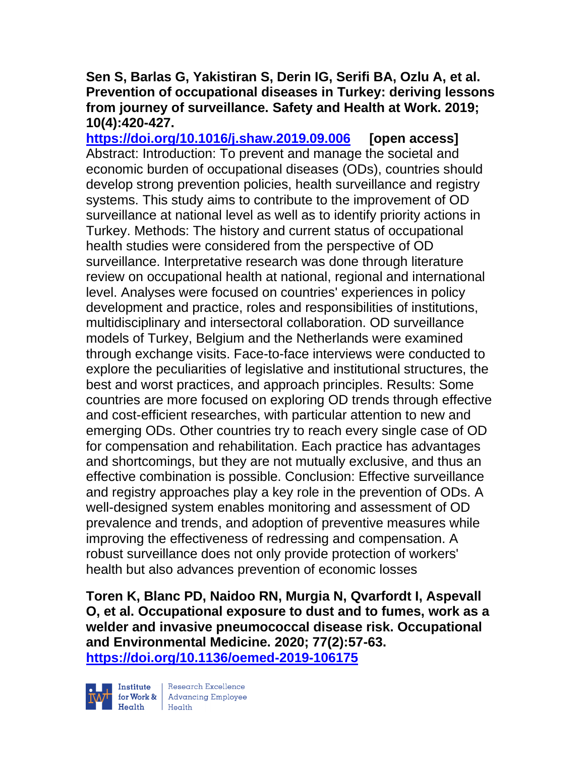**Sen S, Barlas G, Yakistiran S, Derin IG, Serifi BA, Ozlu A, et al. Prevention of occupational diseases in Turkey: deriving lessons from journey of surveillance. Safety and Health at Work. 2019; 10(4):420-427.**

https://doi.org/10.1016/j.shaw.2019.09.006 **[open access]**

Abstract: Introduction: To prevent and manage the societal and economic burden of occupational diseases (ODs), countries should develop strong prevention policies, health surveillance and registry systems. This study aims to contribute to the improvement of OD surveillance at national level as well as to identify priority actions in Turkey. Methods: The history and current status of occupational health studies were considered from the perspective of OD surveillance. Interpretative research was done through literature review on occupational health at national, regional and international level. Analyses were focused on countries' experiences in policy development and practice, roles and responsibilities of institutions, multidisciplinary and intersectoral collaboration. OD surveillance models of Turkey, Belgium and the Netherlands were examined through exchange visits. Face-to-face interviews were conducted to explore the peculiarities of legislative and institutional structures, the best and worst practices, and approach principles. Results: Some countries are more focused on exploring OD trends through effective and cost-efficient researches, with particular attention to new and emerging ODs. Other countries try to reach every single case of OD for compensation and rehabilitation. Each practice has advantages and shortcomings, but they are not mutually exclusive, and thus an effective combination is possible. Conclusion: Effective surveillance and registry approaches play a key role in the prevention of ODs. A well-designed system enables monitoring and assessment of OD prevalence and trends, and adoption of preventive measures while improving the effectiveness of redressing and compensation. A robust surveillance does not only provide protection of workers' health but also advances prevention of economic losses

**Toren K, Blanc PD, Naidoo RN, Murgia N, Qvarfordt I, Aspevall O, et al. Occupational exposure to dust and to fumes, work as a welder and invasive pneumococcal disease risk. Occupational and Environmental Medicine. 2020; 77(2):57-63.**

https://doi.org/10.1136/oemed-2019-106175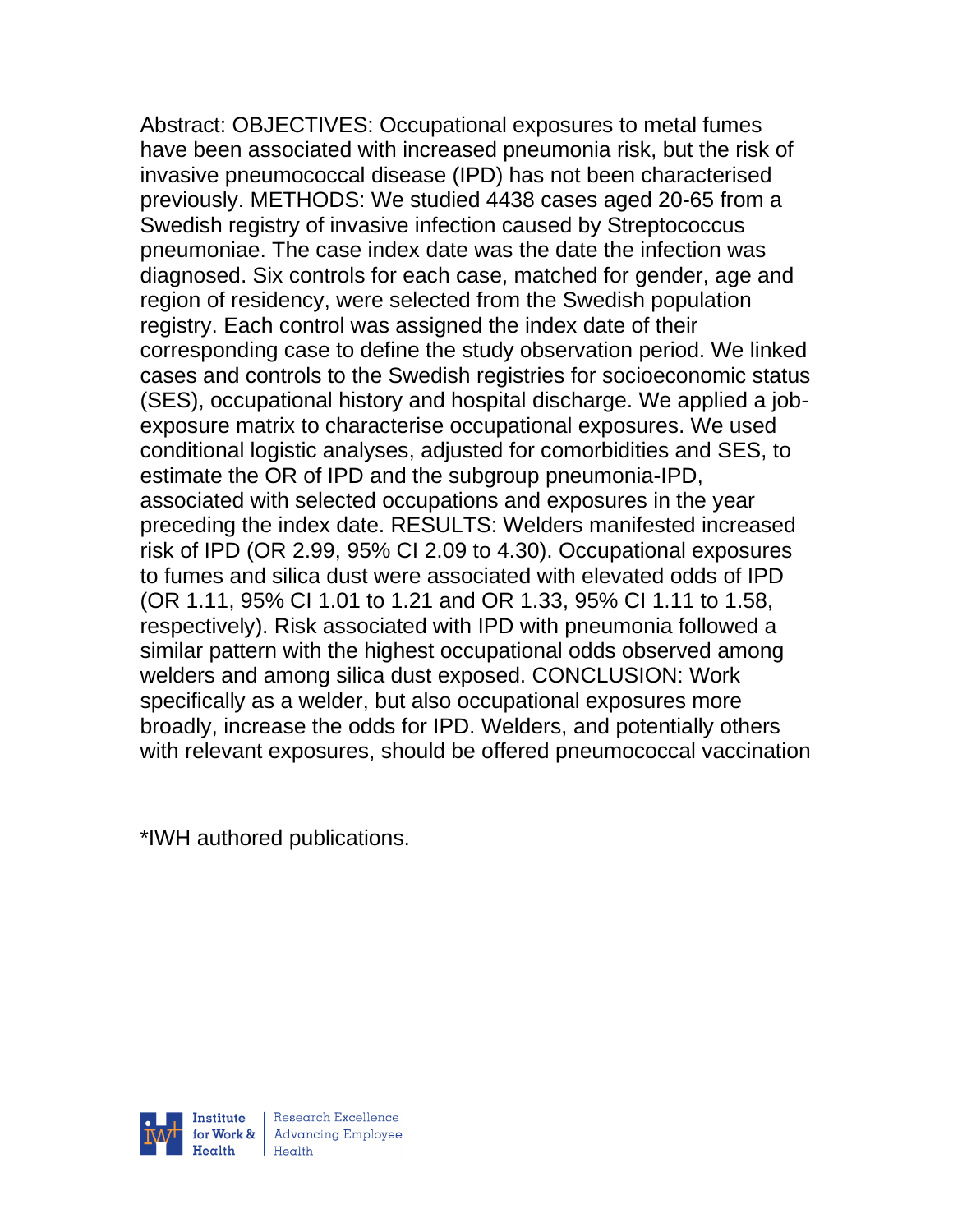Abstract: OBJECTIVES: Occupational exposures to metal fumes have been associated with increased pneumonia risk, but the risk of invasive pneumococcal disease (IPD) has not been characterised previously. METHODS: We studied 4438 cases aged 20-65 from a Swedish registry of invasive infection caused by Streptococcus pneumoniae. The case index date was the date the infection was diagnosed. Six controls for each case, matched for gender, age and region of residency, were selected from the Swedish population registry. Each control was assigned the index date of their corresponding case to define the study observation period. We linked cases and controls to the Swedish registries for socioeconomic status (SES), occupational history and hospital discharge. We applied a job-exposure matrix to characterise occupational exposures. We used conditional logistic analyses, adjusted for comorbidities and SES, to estimate the OR of IPD and the subgroup pneumonia-IPD, associated with selected occupations and exposures in the year preceding the index date. RESULTS: Welders manifested increased risk of IPD (OR 2.99, 95% CI 2.09 to 4.30). Occupational exposures to fumes and silica dust were associated with elevated odds of IPD (OR 1.11, 95% CI 1.01 to 1.21 and OR 1.33, 95% CI 1.11 to 1.58, respectively). Risk associated with IPD with pneumonia followed a similar pattern with the highest occupational odds observed among welders and among silica dust exposed. CONCLUSION: Work specifically as a welder, but also occupational exposures more broadly, increase the odds for IPD. Welders, and potentially others with relevant exposures, should be offered pneumococcal vaccination

*IWH authored publications.